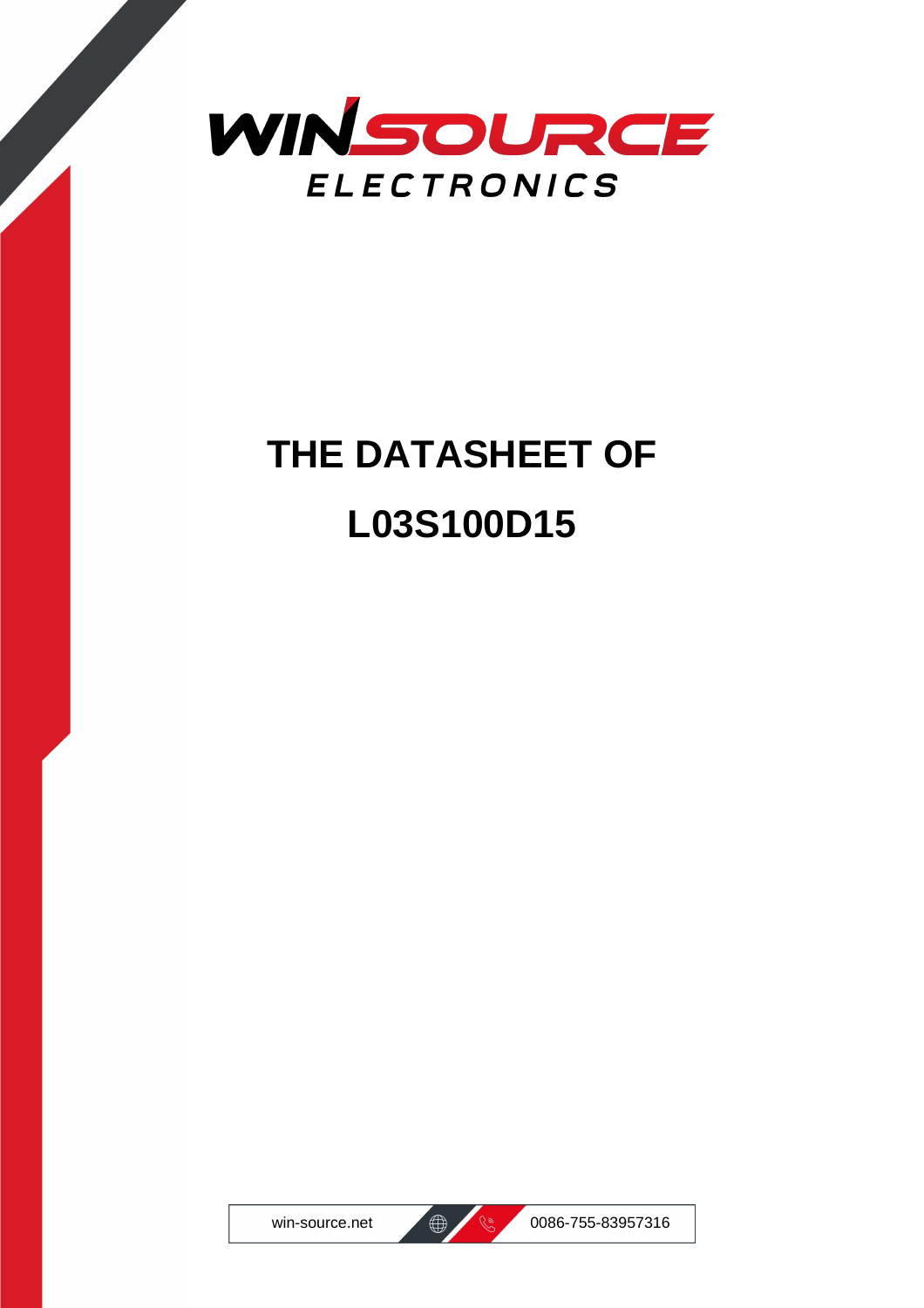WINSOURCE ELECTRONICS

# THE DATASHEET OF

# L03S100D15

win-source.net 0086-755-83957316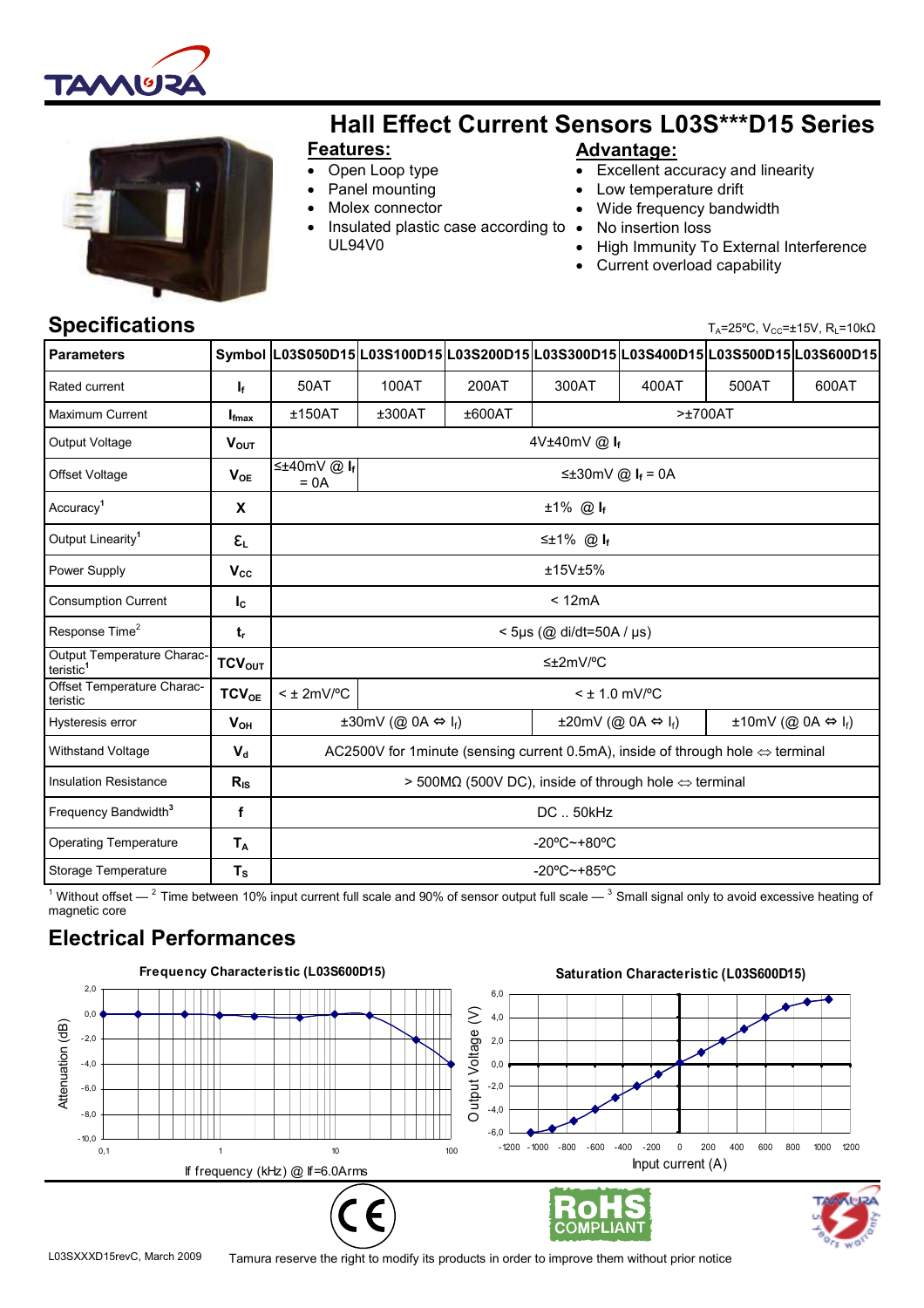# Hall Effect Current Sensors L03S***D15 Series

## Features:

- Open Loop type
- Panel mounting
- Molex connector
- Insulated plastic case according to UL94V0

## Advantage:

- Excellent accuracy and linearity
- Low temperature drift
- Wide frequency bandwidth
- No insertion loss
- High Immunity To External Interference
- Current overload capability

## Specifications

$T_A$=25ºC, $V_{CC}$=±15V, $R_L$=10kΩ

| Parameters | Symbol | L03S050D15 | L03S100D15 | L03S200D15 | L03S300D15 | L03S400D15 | L03S500D15 | L03S600D15 |
|---|---|---|---|---|---|---|---|---|
| Rated current | $I_f$ | 50AT | 100AT | 200AT | 300AT | 400AT | 500AT | 600AT |
| Maximum Current | $I_{fmax}$ | ±150AT | ±300AT | ±600AT | >±700AT | | | |
| Output Voltage | $V_{OUT}$ | 4V±40mV @ $I_f$ | | | | | | |
| Offset Voltage | $V_{OE}$ | ≤±40mV @ $I_f$ = 0A | ≤±30mV @ $I_f$ = 0A | | | | | |
| Accuracy[1] | X | ±1% @ $I_f$ | | | | | | |
| Output Linearity[1] | $\varepsilon_L$ | ≤±1% @ $I_f$ | | | | | | |
| Power Supply | $V_{CC}$ | ±15V±5% | | | | | | |
| Consumption Current | $I_C$ | < 12mA | | | | | | |
| Response Time[2] | $t_r$ | < 5µs (@ di/dt=50A / µs) | | | | | | |
| Output Temperature Characteristic[1] | $TCV_{OUT}$ | ≤±2mV/ºC | | | | | | |
| Offset Temperature Characteristic | $TCV_{OE}$ | < ± 2mV/ºC | < ± 1.0 mV/ºC | | | | | |
| Hysteresis error | $V_{OH}$ | ±30mV (@ 0A ⇔ $I_f$) | | | ±20mV (@ 0A ⇔ $I_f$) | | ±10mV (@ 0A ⇔ $I_f$) | |
| Withstand Voltage | $V_d$ | AC2500V for 1minute (sensing current 0.5mA), inside of through hole ⇔ terminal | | | | | | |
| Insulation Resistance | $R_{IS}$ | > 500MΩ (500V DC), inside of through hole ⇔ terminal | | | | | | |
| Frequency Bandwidth[3] | f | DC .. 50kHz | | | | | | |
| Operating Temperature | $T_A$ | -20ºC~+80ºC | | | | | | |
| Storage Temperature | $T_S$ | -20ºC~+85ºC | | | | | | |

[1] Without offset — [2] Time between 10% input current full scale and 90% of sensor output full scale — [3] Small signal only to avoid excessive heating of magnetic core

## Electrical Performances

Frequency Characteristic (L03S600D15)

Saturation Characteristic (L03S600D15)

L03SXXXD15revC, March 2009 Tamura reserve the right to modify its products in order to improve them without prior notice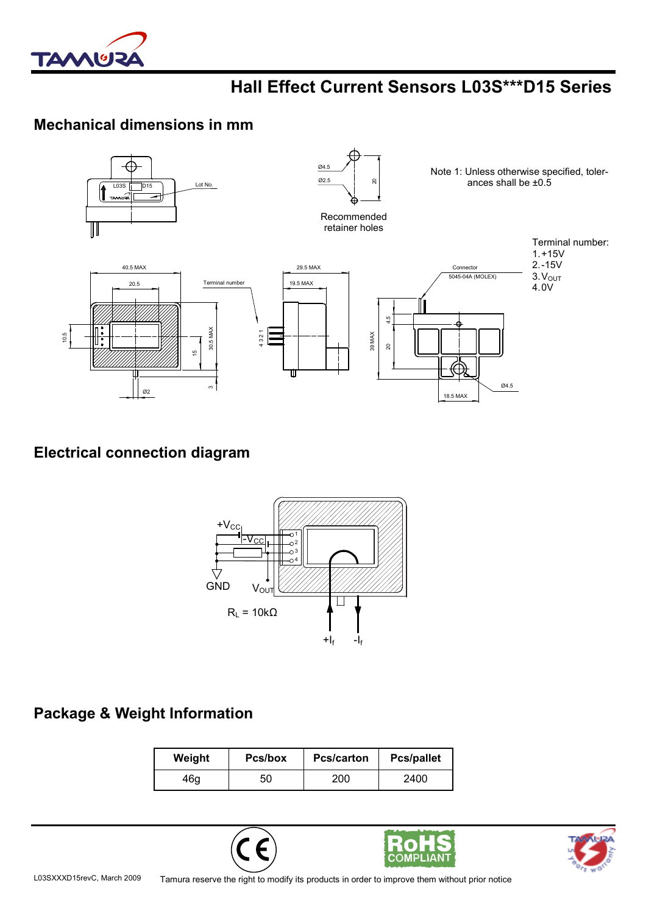# Hall Effect Current Sensors L03S***D15 Series

## Mechanical dimensions in mm

L03S D15

Lot No.

Ø4.5

Ø2.5

20

Recommended retainer holes

Note 1: Unless otherwise specified, tolerances shall be ±0.5

Terminal number:
1. +15V
2. -15V
3. $V_{OUT}$
4. 0V

40.5 MAX

20.5

10.5

15

30.5 MAX

3

Ø2

Terminal number

4 3 2 1

29.5 MAX

19.5 MAX

Connector

5045-04A (MOLEX)

39 MAX

4.5

20

Ø4.5

18.5 MAX

## Electrical connection diagram

$+V_{CC}$

$-V_{CC}$

GND

$V_{OUT}$

$R_L$ = 10kΩ

$+I_f$

$-I_f$

1
2
3
4

## Package & Weight Information

| Weight | Pcs/box | Pcs/carton | Pcs/pallet |
|---|---|---|---|
| 46g | 50 | 200 | 2400 |

L03SXXXD15revC, March 2009

Tamura reserve the right to modify its products in order to improve them without prior notice